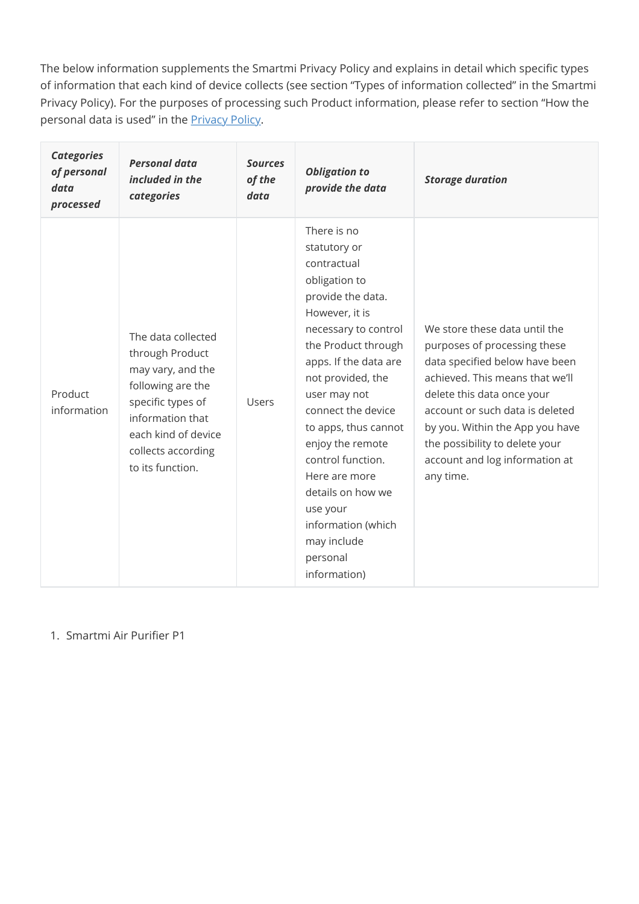The below information supplements the Smartmi Privacy Policy and explains in detail which specific types of information that each kind of device collects (see section "Types of information collected" in the Smartmi Privacy Policy). For the purposes of processing such Product information, please refer to section "How the personal data is used" in the [Privacy Policy](Privacy Policy).

| ***Categories of personal data processed*** | ***Personal data included in the categories*** | ***Sources of the data*** | ***Obligation to provide the data*** | ***Storage duration*** |
|---|---|---|---|---|
| Product information | The data collected through Product may vary, and the following are the specific types of information that each kind of device collects according to its function. | Users | There is no statutory or contractual obligation to provide the data. However, it is necessary to control the Product through apps. If the data are not provided, the user may not connect the device to apps, thus cannot enjoy the remote control function. Here are more details on how we use your information (which may include personal information) | We store these data until the purposes of processing these data specified below have been achieved. This means that we'll delete this data once your account or such data is deleted by you. Within the App you have the possibility to delete your account and log information at any time. |

1. Smartmi Air Purifier P1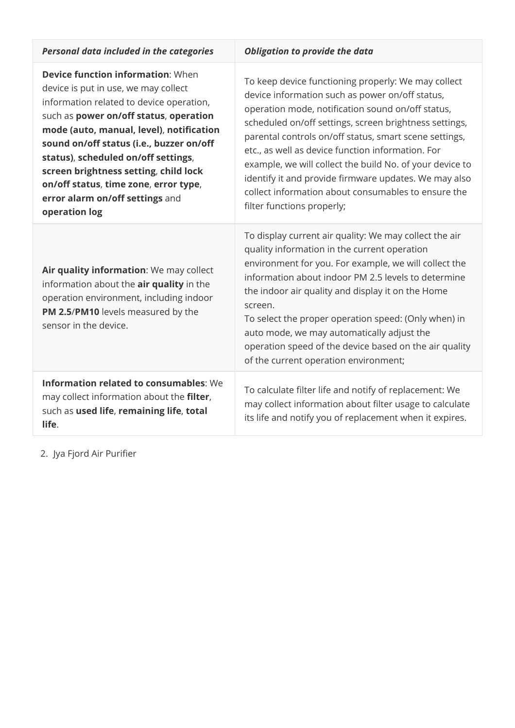| *Personal data included in the categories* | *Obligation to provide the data* |
| --- | --- |
| **Device function information**: When device is put in use, we may collect information related to device operation, such as **power on/off status**, **operation mode (auto, manual, level)**, **notification sound on/off status (i.e., buzzer on/off status)**, **scheduled on/off settings**, **screen brightness setting**, **child lock on/off status**, **time zone**, **error type**, **error alarm on/off settings** and **operation log** | To keep device functioning properly: We may collect device information such as power on/off status, operation mode, notification sound on/off status, scheduled on/off settings, screen brightness settings, parental controls on/off status, smart scene settings, etc., as well as device function information. For example, we will collect the build No. of your device to identify it and provide firmware updates. We may also collect information about consumables to ensure the filter functions properly; |
| **Air quality information**: We may collect information about the **air quality** in the operation environment, including indoor **PM 2.5**/**PM10** levels measured by the sensor in the device. | To display current air quality: We may collect the air quality information in the current operation environment for you. For example, we will collect the information about indoor PM 2.5 levels to determine the indoor air quality and display it on the Home screen.<br>To select the proper operation speed: (Only when) in auto mode, we may automatically adjust the operation speed of the device based on the air quality of the current operation environment; |
| **Information related to consumables**: We may collect information about the **filter**, such as **used life**, **remaining life**, **total life**. | To calculate filter life and notify of replacement: We may collect information about filter usage to calculate its life and notify you of replacement when it expires. |

2. Jya Fjord Air Purifier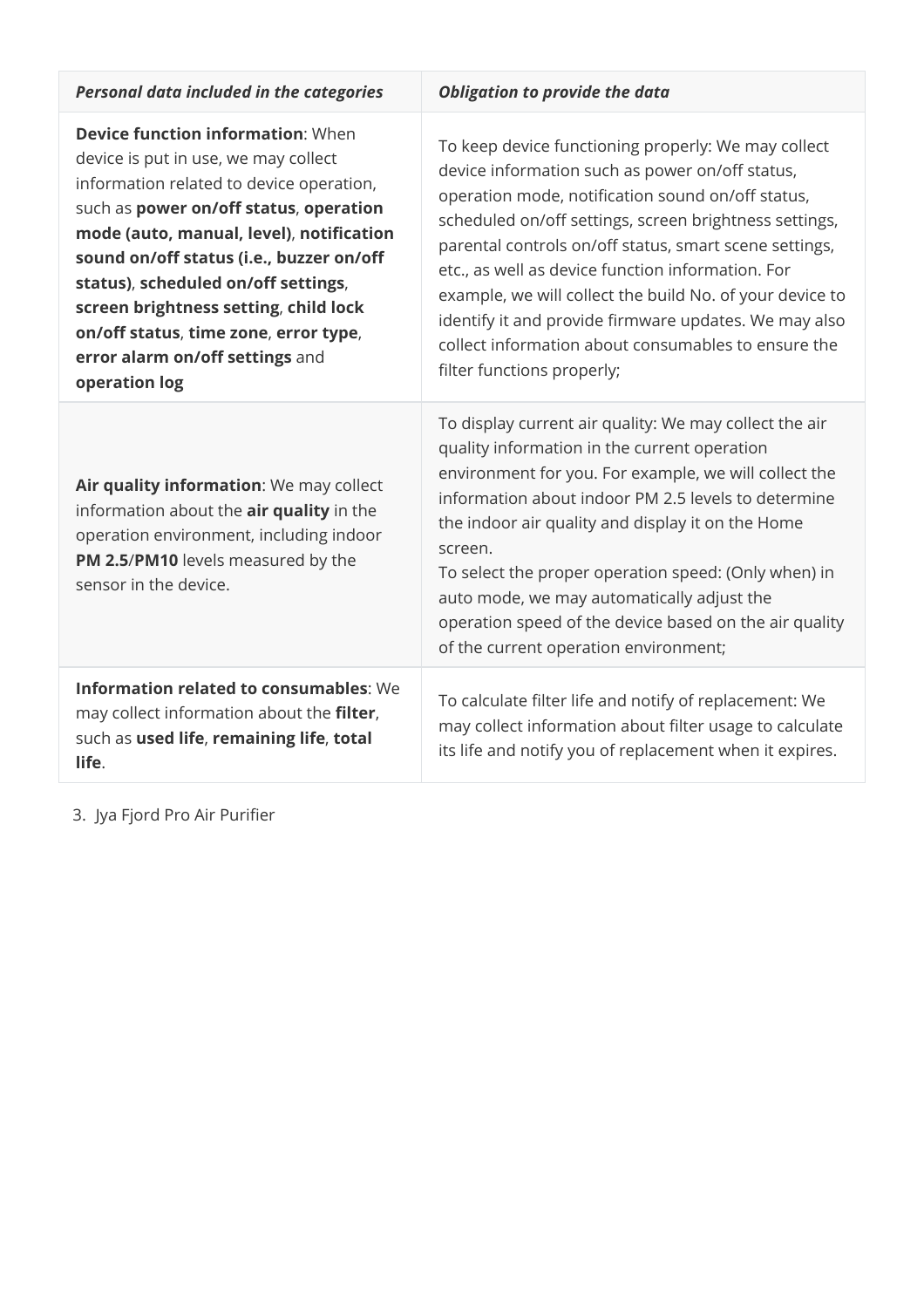| ***Personal data included in the categories*** | ***Obligation to provide the data*** |
| --- | --- |
| **Device function information**: When device is put in use, we may collect information related to device operation, such as **power on/off status**, **operation mode (auto, manual, level)**, **notification sound on/off status (i.e., buzzer on/off status)**, **scheduled on/off settings**, **screen brightness setting**, **child lock on/off status**, **time zone**, **error type**, **error alarm on/off settings** and **operation log** | To keep device functioning properly: We may collect device information such as power on/off status, operation mode, notification sound on/off status, scheduled on/off settings, screen brightness settings, parental controls on/off status, smart scene settings, etc., as well as device function information. For example, we will collect the build No. of your device to identify it and provide firmware updates. We may also collect information about consumables to ensure the filter functions properly; |
| **Air quality information**: We may collect information about the **air quality** in the operation environment, including indoor **PM 2.5**/**PM10** levels measured by the sensor in the device. | To display current air quality: We may collect the air quality information in the current operation environment for you. For example, we will collect the information about indoor PM 2.5 levels to determine the indoor air quality and display it on the Home screen.<br>To select the proper operation speed: (Only when) in auto mode, we may automatically adjust the operation speed of the device based on the air quality of the current operation environment; |
| **Information related to consumables**: We may collect information about the **filter**, such as **used life**, **remaining life**, **total life**. | To calculate filter life and notify of replacement: We may collect information about filter usage to calculate its life and notify you of replacement when it expires. |

3. Jya Fjord Pro Air Purifier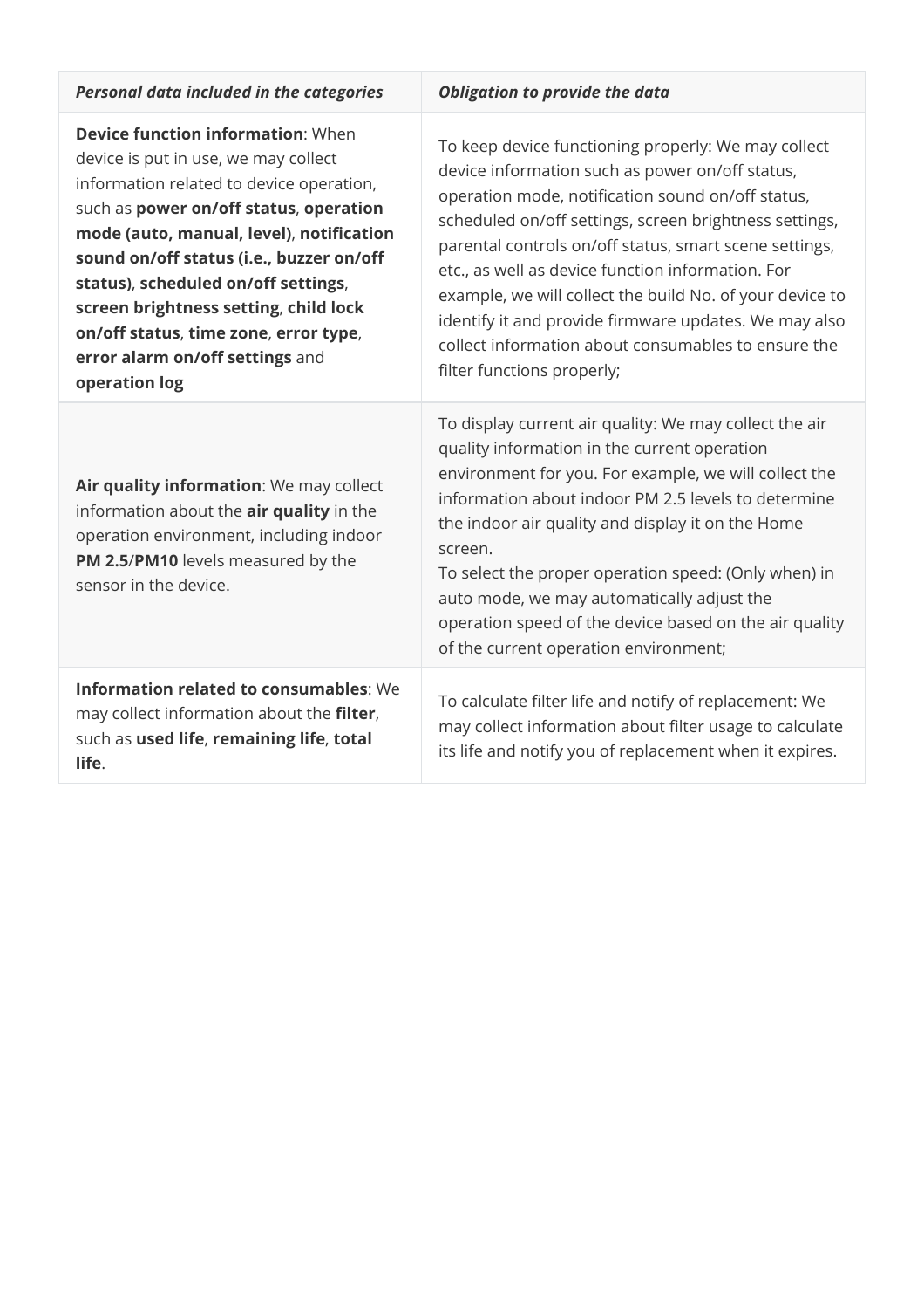| *Personal data included in the categories* | *Obligation to provide the data* |
| --- | --- |
| **Device function information**: When device is put in use, we may collect information related to device operation, such as **power on/off status**, **operation mode (auto, manual, level)**, **notification sound on/off status (i.e., buzzer on/off status)**, **scheduled on/off settings**, **screen brightness setting**, **child lock on/off status**, **time zone**, **error type**, **error alarm on/off settings** and **operation log** | To keep device functioning properly: We may collect device information such as power on/off status, operation mode, notification sound on/off status, scheduled on/off settings, screen brightness settings, parental controls on/off status, smart scene settings, etc., as well as device function information. For example, we will collect the build No. of your device to identify it and provide firmware updates. We may also collect information about consumables to ensure the filter functions properly; |
| **Air quality information**: We may collect information about the **air quality** in the operation environment, including indoor **PM 2.5**/**PM10** levels measured by the sensor in the device. | To display current air quality: We may collect the air quality information in the current operation environment for you. For example, we will collect the information about indoor PM 2.5 levels to determine the indoor air quality and display it on the Home screen.<br>To select the proper operation speed: (Only when) in auto mode, we may automatically adjust the operation speed of the device based on the air quality of the current operation environment; |
| **Information related to consumables**: We may collect information about the **filter**, such as **used life**, **remaining life**, **total life**. | To calculate filter life and notify of replacement: We may collect information about filter usage to calculate its life and notify you of replacement when it expires. |